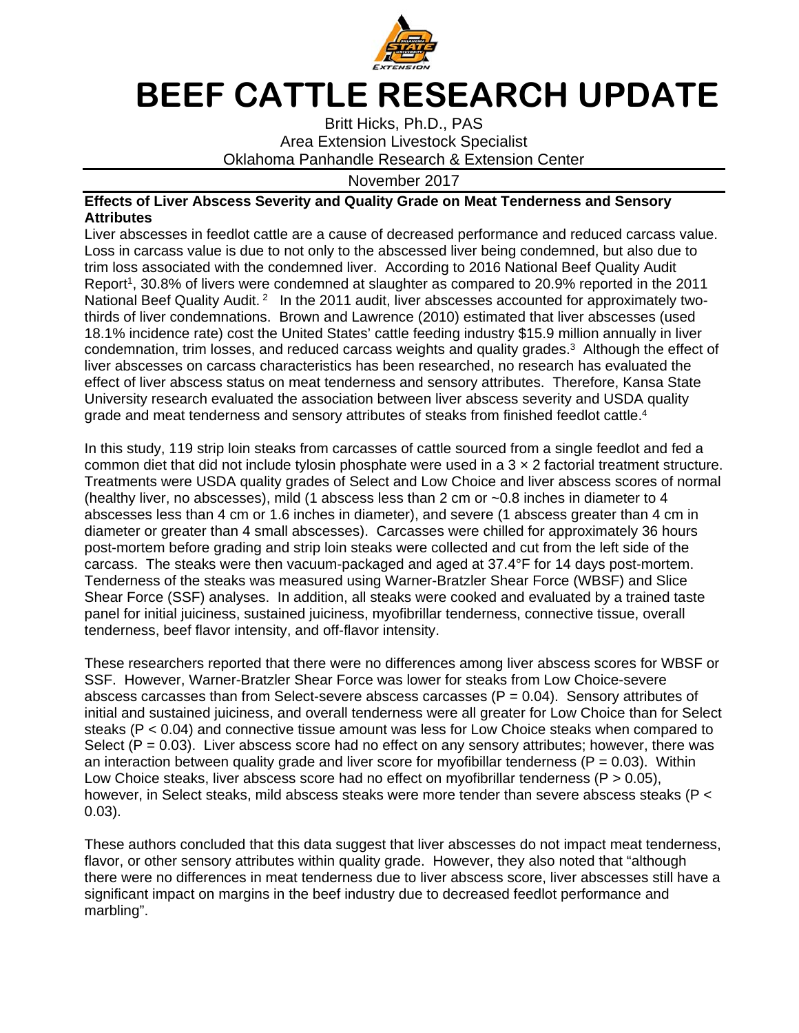# BEEF CATTLE RESEARCH UPDATE

Britt Hicks, Ph.D., PAS
Area Extension Livestock Specialist
Oklahoma Panhandle Research & Extension Center

November 2017

**Effects of Liver Abscess Severity and Quality Grade on Meat Tenderness and Sensory Attributes**

Liver abscesses in feedlot cattle are a cause of decreased performance and reduced carcass value. Loss in carcass value is due to not only to the abscessed liver being condemned, but also due to trim loss associated with the condemned liver. According to 2016 National Beef Quality Audit Report[1], 30.8% of livers were condemned at slaughter as compared to 20.9% reported in the 2011 National Beef Quality Audit.[2] In the 2011 audit, liver abscesses accounted for approximately two-thirds of liver condemnations. Brown and Lawrence (2010) estimated that liver abscesses (used 18.1% incidence rate) cost the United States' cattle feeding industry $15.9 million annually in liver condemnation, trim losses, and reduced carcass weights and quality grades.[3] Although the effect of liver abscesses on carcass characteristics has been researched, no research has evaluated the effect of liver abscess status on meat tenderness and sensory attributes. Therefore, Kansa State University research evaluated the association between liver abscess severity and USDA quality grade and meat tenderness and sensory attributes of steaks from finished feedlot cattle.[4]

In this study, 119 strip loin steaks from carcasses of cattle sourced from a single feedlot and fed a common diet that did not include tylosin phosphate were used in a $3 \times 2$ factorial treatment structure. Treatments were USDA quality grades of Select and Low Choice and liver abscess scores of normal (healthy liver, no abscesses), mild (1 abscess less than 2 cm or ~0.8 inches in diameter to 4 abscesses less than 4 cm or 1.6 inches in diameter), and severe (1 abscess greater than 4 cm in diameter or greater than 4 small abscesses). Carcasses were chilled for approximately 36 hours post-mortem before grading and strip loin steaks were collected and cut from the left side of the carcass. The steaks were then vacuum-packaged and aged at 37.4°F for 14 days post-mortem. Tenderness of the steaks was measured using Warner-Bratzler Shear Force (WBSF) and Slice Shear Force (SSF) analyses. In addition, all steaks were cooked and evaluated by a trained taste panel for initial juiciness, sustained juiciness, myofibrillar tenderness, connective tissue, overall tenderness, beef flavor intensity, and off-flavor intensity.

These researchers reported that there were no differences among liver abscess scores for WBSF or SSF. However, Warner-Bratzler Shear Force was lower for steaks from Low Choice-severe abscess carcasses than from Select-severe abscess carcasses ($P = 0.04$). Sensory attributes of initial and sustained juiciness, and overall tenderness were all greater for Low Choice than for Select steaks ($P < 0.04$) and connective tissue amount was less for Low Choice steaks when compared to Select ($P = 0.03$). Liver abscess score had no effect on any sensory attributes; however, there was an interaction between quality grade and liver score for myofibillar tenderness ($P = 0.03$). Within Low Choice steaks, liver abscess score had no effect on myofibrillar tenderness ($P > 0.05$), however, in Select steaks, mild abscess steaks were more tender than severe abscess steaks ($P < 0.03$).

These authors concluded that this data suggest that liver abscesses do not impact meat tenderness, flavor, or other sensory attributes within quality grade. However, they also noted that "although there were no differences in meat tenderness due to liver abscess score, liver abscesses still have a significant impact on margins in the beef industry due to decreased feedlot performance and marbling".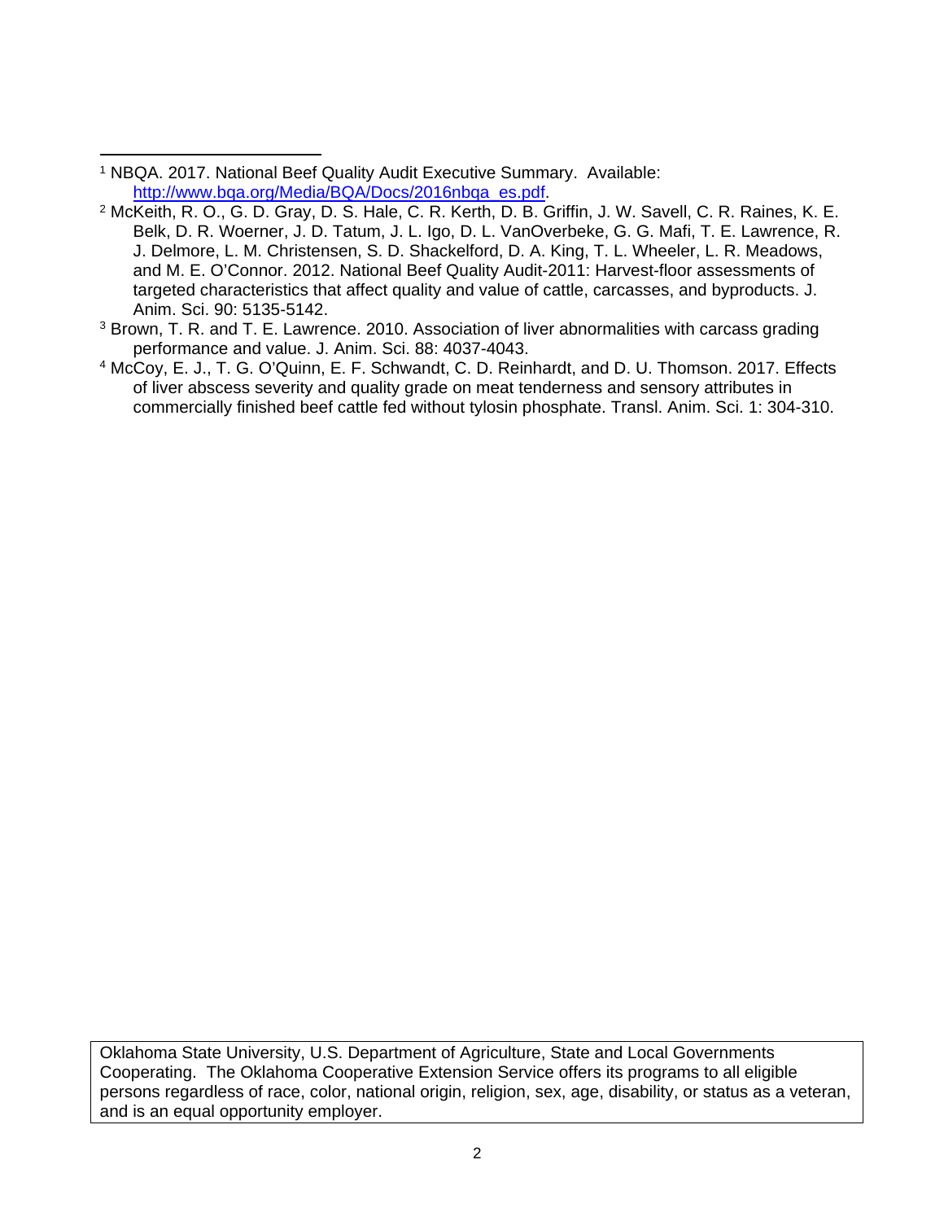[1] NBQA. 2017. National Beef Quality Audit Executive Summary. Available: http://www.bqa.org/Media/BQA/Docs/2016nbqa_es.pdf.

[2] McKeith, R. O., G. D. Gray, D. S. Hale, C. R. Kerth, D. B. Griffin, J. W. Savell, C. R. Raines, K. E. Belk, D. R. Woerner, J. D. Tatum, J. L. Igo, D. L. VanOverbeke, G. G. Mafi, T. E. Lawrence, R. J. Delmore, L. M. Christensen, S. D. Shackelford, D. A. King, T. L. Wheeler, L. R. Meadows, and M. E. O'Connor. 2012. National Beef Quality Audit-2011: Harvest-floor assessments of targeted characteristics that affect quality and value of cattle, carcasses, and byproducts. J. Anim. Sci. 90: 5135-5142.

[3] Brown, T. R. and T. E. Lawrence. 2010. Association of liver abnormalities with carcass grading performance and value. J. Anim. Sci. 88: 4037-4043.

[4] McCoy, E. J., T. G. O'Quinn, E. F. Schwandt, C. D. Reinhardt, and D. U. Thomson. 2017. Effects of liver abscess severity and quality grade on meat tenderness and sensory attributes in commercially finished beef cattle fed without tylosin phosphate. Transl. Anim. Sci. 1: 304-310.

Oklahoma State University, U.S. Department of Agriculture, State and Local Governments Cooperating. The Oklahoma Cooperative Extension Service offers its programs to all eligible persons regardless of race, color, national origin, religion, sex, age, disability, or status as a veteran, and is an equal opportunity employer.